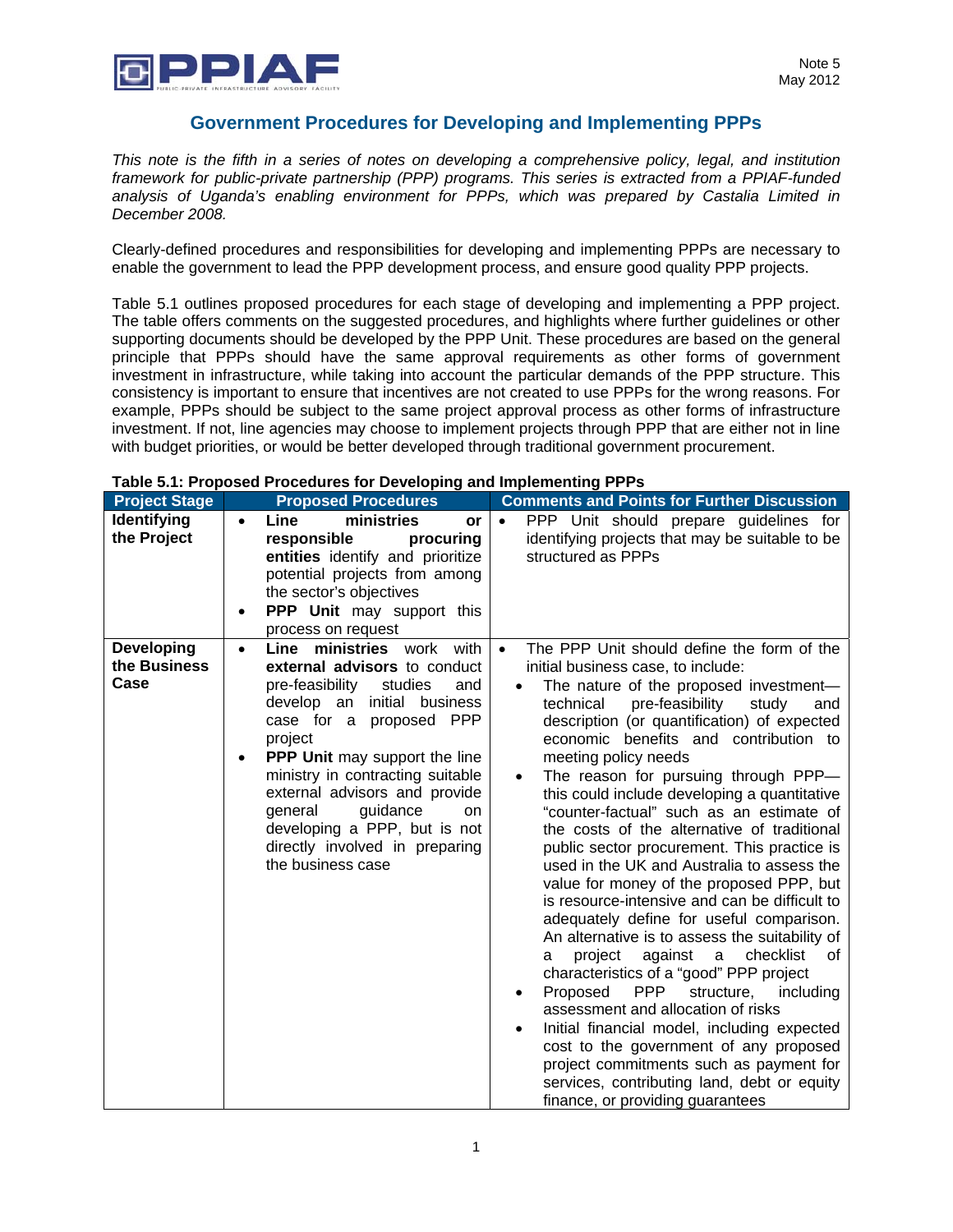# Government Procedures for Developing and Implementing PPPs

*This note is the fifth in a series of notes on developing a comprehensive policy, legal, and institution framework for public-private partnership (PPP) programs. This series is extracted from a PPIAF-funded analysis of Uganda's enabling environment for PPPs, which was prepared by Castalia Limited in December 2008.*

Clearly-defined procedures and responsibilities for developing and implementing PPPs are necessary to enable the government to lead the PPP development process, and ensure good quality PPP projects.

Table 5.1 outlines proposed procedures for each stage of developing and implementing a PPP project. The table offers comments on the suggested procedures, and highlights where further guidelines or other supporting documents should be developed by the PPP Unit. These procedures are based on the general principle that PPPs should have the same approval requirements as other forms of government investment in infrastructure, while taking into account the particular demands of the PPP structure. This consistency is important to ensure that incentives are not created to use PPPs for the wrong reasons. For example, PPPs should be subject to the same project approval process as other forms of infrastructure investment. If not, line agencies may choose to implement projects through PPP that are either not in line with budget priorities, or would be better developed through traditional government procurement.

**Table 5.1: Proposed Procedures for Developing and Implementing PPPs**

| Project Stage | Proposed Procedures | Comments and Points for Further Discussion |
|---|---|---|
| **Identifying the Project** | • **Line ministries or responsible procuring entities** identify and prioritize potential projects from among the sector's objectives<br>• **PPP Unit** may support this process on request | • PPP Unit should prepare guidelines for identifying projects that may be suitable to be structured as PPPs |
| **Developing the Business Case** | • **Line ministries** work with **external advisors** to conduct pre-feasibility studies and develop an initial business case for a proposed PPP project<br>• **PPP Unit** may support the line ministry in contracting suitable external advisors and provide general guidance on developing a PPP, but is not directly involved in preparing the business case | • The PPP Unit should define the form of the initial business case, to include:<br>  ◦ The nature of the proposed investment—technical pre-feasibility study and description (or quantification) of expected economic benefits and contribution to meeting policy needs<br>  ◦ The reason for pursuing through PPP—this could include developing a quantitative "counter-factual" such as an estimate of the costs of the alternative of traditional public sector procurement. This practice is used in the UK and Australia to assess the value for money of the proposed PPP, but is resource-intensive and can be difficult to adequately define for useful comparison. An alternative is to assess the suitability of a project against a checklist of characteristics of a "good" PPP project<br>  ◦ Proposed PPP structure, including assessment and allocation of risks<br>  ◦ Initial financial model, including expected cost to the government of any proposed project commitments such as payment for services, contributing land, debt or equity finance, or providing guarantees |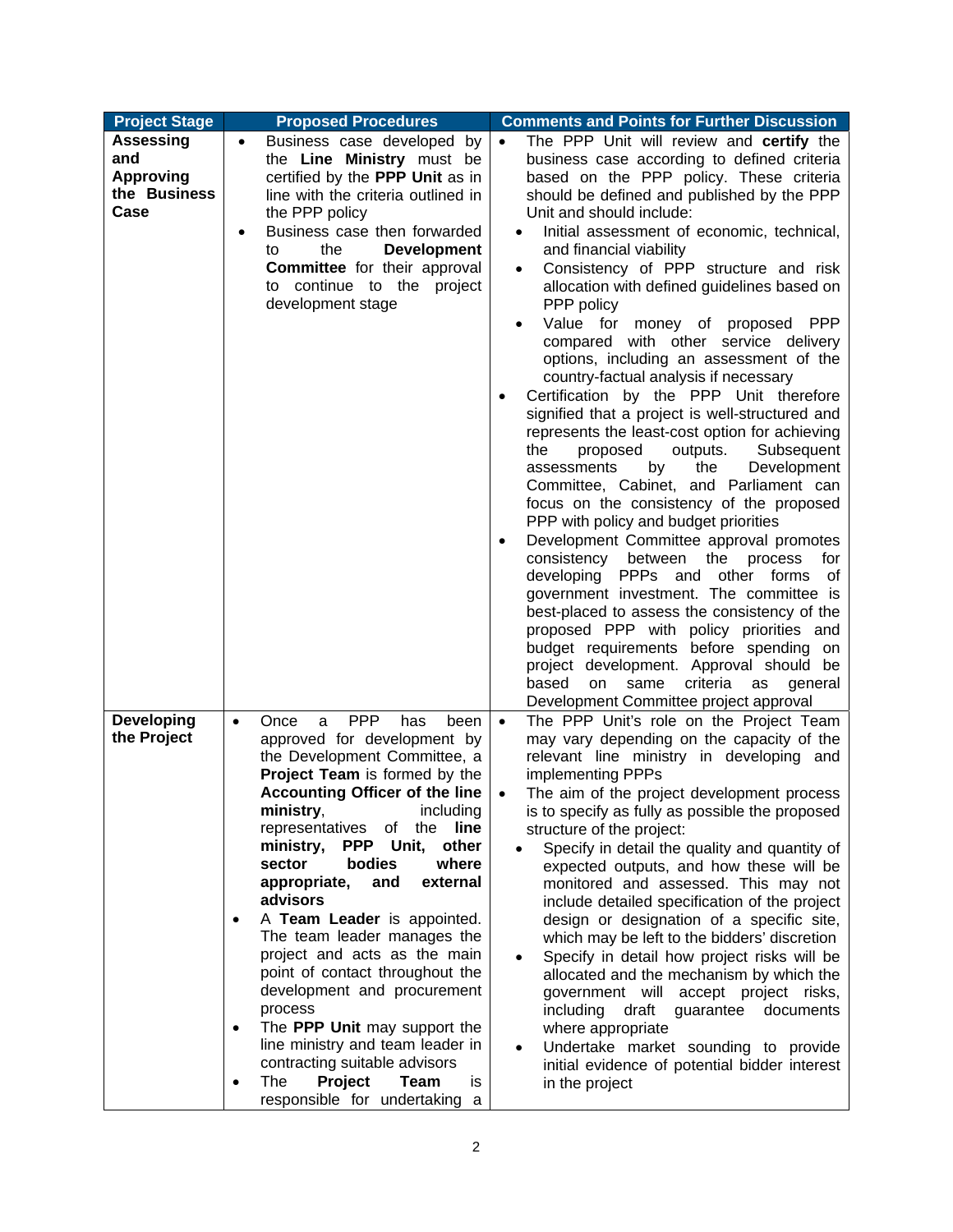| Project Stage | Proposed Procedures | Comments and Points for Further Discussion |
|---|---|---|
| **Assessing and Approving the Business Case** | • Business case developed by the **Line Ministry** must be certified by the **PPP Unit** as in line with the criteria outlined in the PPP policy<br>• Business case then forwarded to the **Development Committee** for their approval to continue to the project development stage | • The PPP Unit will review and **certify** the business case according to defined criteria based on the PPP policy. These criteria should be defined and published by the PPP Unit and should include:<br>  ◦ Initial assessment of economic, technical, and financial viability<br>  ◦ Consistency of PPP structure and risk allocation with defined guidelines based on PPP policy<br>  ◦ Value for money of proposed PPP compared with other service delivery options, including an assessment of the country-factual analysis if necessary<br>• Certification by the PPP Unit therefore signified that a project is well-structured and represents the least-cost option for achieving the proposed outputs. Subsequent assessments by the Development Committee, Cabinet, and Parliament can focus on the consistency of the proposed PPP with policy and budget priorities<br>• Development Committee approval promotes consistency between the process for developing PPPs and other forms of government investment. The committee is best-placed to assess the consistency of the proposed PPP with policy priorities and budget requirements before spending on project development. Approval should be based on same criteria as general Development Committee project approval |
| **Developing the Project** | • Once a PPP has been approved for development by the Development Committee, a **Project Team** is formed by the **Accounting Officer of the line ministry**, including representatives of the **line ministry, PPP Unit, other sector bodies where appropriate, and external advisors**<br>• A **Team Leader** is appointed. The team leader manages the project and acts as the main point of contact throughout the development and procurement process<br>• The **PPP Unit** may support the line ministry and team leader in contracting suitable advisors<br>• The **Project Team** is responsible for undertaking a | • The PPP Unit's role on the Project Team may vary depending on the capacity of the relevant line ministry in developing and implementing PPPs<br>• The aim of the project development process is to specify as fully as possible the proposed structure of the project:<br>  ◦ Specify in detail the quality and quantity of expected outputs, and how these will be monitored and assessed. This may not include detailed specification of the project design or designation of a specific site, which may be left to the bidders' discretion<br>  ◦ Specify in detail how project risks will be allocated and the mechanism by which the government will accept project risks, including draft guarantee documents where appropriate<br>  ◦ Undertake market sounding to provide initial evidence of potential bidder interest in the project |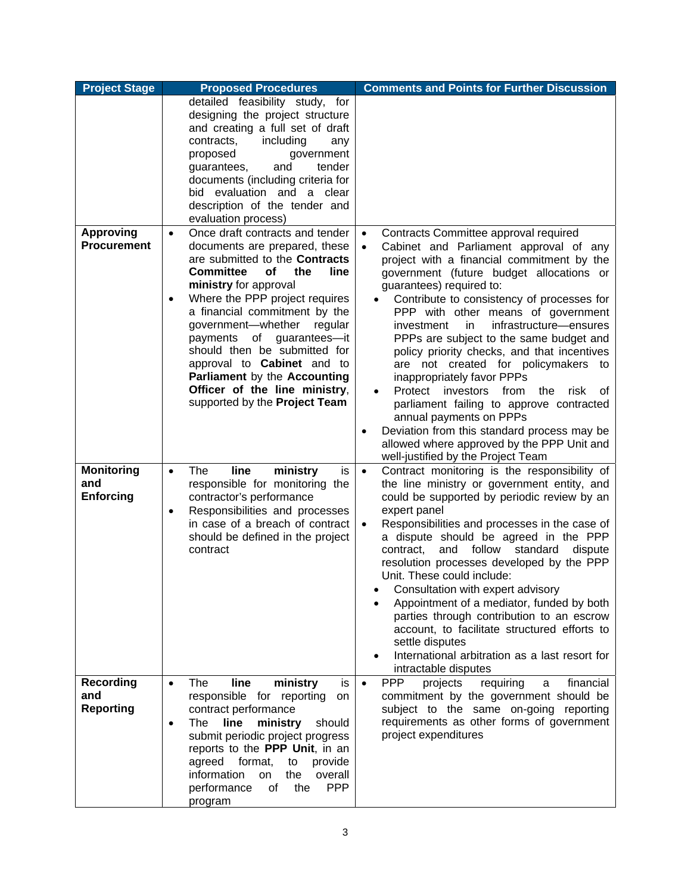| Project Stage | Proposed Procedures | Comments and Points for Further Discussion |
| --- | --- | --- |
| | detailed feasibility study, for designing the project structure and creating a full set of draft contracts, including any proposed government guarantees, and tender documents (including criteria for bid evaluation and a clear description of the tender and evaluation process) | |
| **Approving Procurement** | • Once draft contracts and tender documents are prepared, these are submitted to the **Contracts Committee of the line ministry** for approval<br>• Where the PPP project requires a financial commitment by the government—whether regular payments of guarantees—it should then be submitted for approval to **Cabinet** and to **Parliament** by the **Accounting Officer of the line ministry**, supported by the **Project Team** | • Contracts Committee approval required<br>• Cabinet and Parliament approval of any project with a financial commitment by the government (future budget allocations or guarantees) required to:<br>&nbsp;&nbsp;• Contribute to consistency of processes for PPP with other means of government investment in infrastructure—ensures PPPs are subject to the same budget and policy priority checks, and that incentives are not created for policymakers to inappropriately favor PPPs<br>&nbsp;&nbsp;• Protect investors from the risk of parliament failing to approve contracted annual payments on PPPs<br>• Deviation from this standard process may be allowed where approved by the PPP Unit and well-justified by the Project Team |
| **Monitoring and Enforcing** | • The **line ministry** is responsible for monitoring the contractor's performance<br>• Responsibilities and processes in case of a breach of contract should be defined in the project contract | • Contract monitoring is the responsibility of the line ministry or government entity, and could be supported by periodic review by an expert panel<br>• Responsibilities and processes in the case of a dispute should be agreed in the PPP contract, and follow standard dispute resolution processes developed by the PPP Unit. These could include:<br>&nbsp;&nbsp;• Consultation with expert advisory<br>&nbsp;&nbsp;• Appointment of a mediator, funded by both parties through contribution to an escrow account, to facilitate structured efforts to settle disputes<br>&nbsp;&nbsp;• International arbitration as a last resort for intractable disputes |
| **Recording and Reporting** | • The **line ministry** is responsible for reporting on contract performance<br>• The **line ministry** should submit periodic project progress reports to the **PPP Unit**, in an agreed format, to provide information on the overall performance of the PPP program | • PPP projects requiring a financial commitment by the government should be subject to the same on-going reporting requirements as other forms of government project expenditures |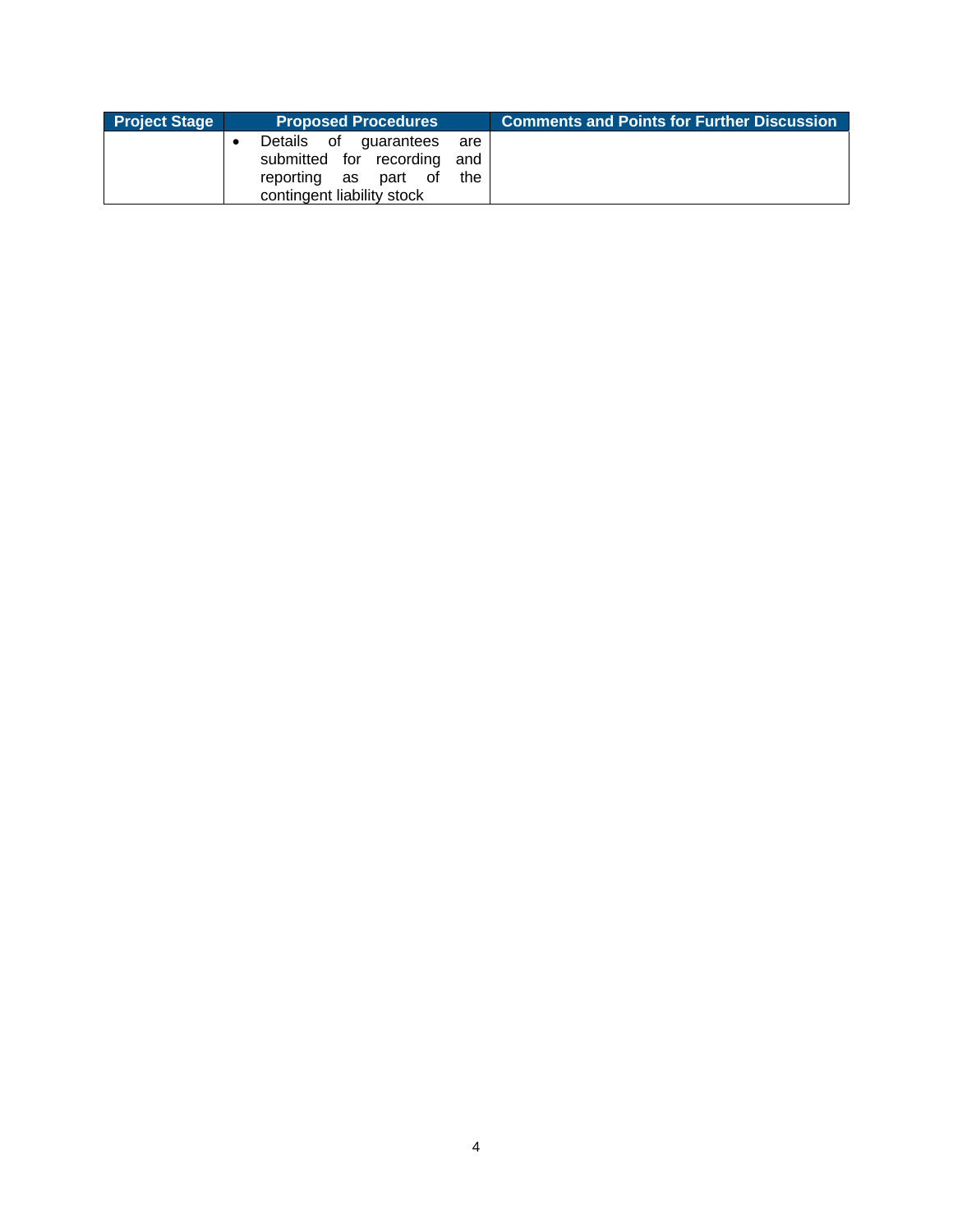| Project Stage | Proposed Procedures | Comments and Points for Further Discussion |
| --- | --- | --- |
| | • Details of guarantees are submitted for recording and reporting as part of the contingent liability stock | |